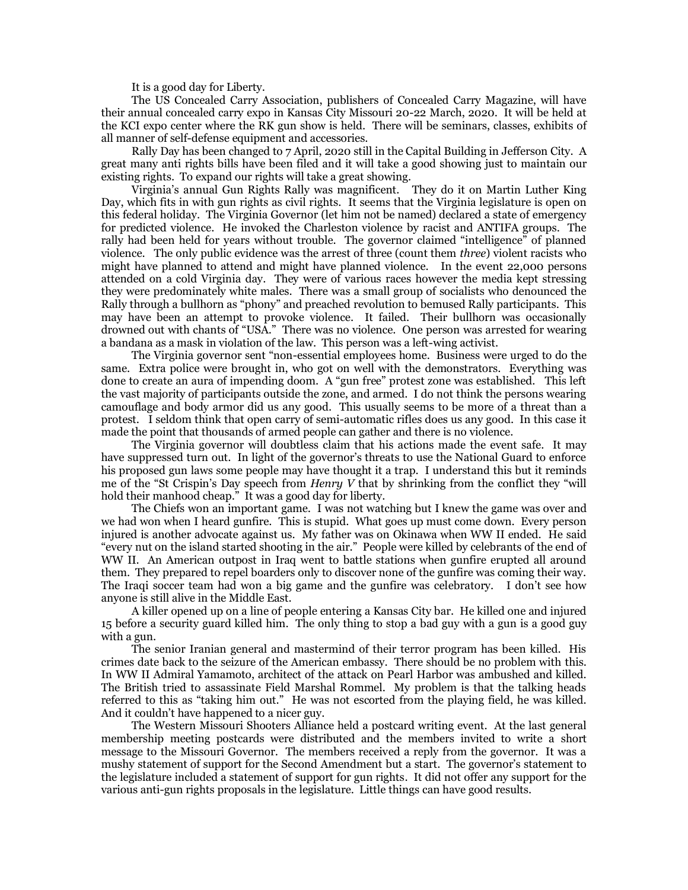It is a good day for Liberty.

The US Concealed Carry Association, publishers of Concealed Carry Magazine, will have their annual concealed carry expo in Kansas City Missouri 20-22 March, 2020. It will be held at the KCI expo center where the RK gun show is held. There will be seminars, classes, exhibits of all manner of self-defense equipment and accessories.

Rally Day has been changed to 7 April, 2020 still in the Capital Building in Jefferson City. A great many anti rights bills have been filed and it will take a good showing just to maintain our existing rights. To expand our rights will take a great showing.

Virginia's annual Gun Rights Rally was magnificent. They do it on Martin Luther King Day, which fits in with gun rights as civil rights. It seems that the Virginia legislature is open on this federal holiday. The Virginia Governor (let him not be named) declared a state of emergency for predicted violence. He invoked the Charleston violence by racist and ANTIFA groups. The rally had been held for years without trouble. The governor claimed "intelligence" of planned violence. The only public evidence was the arrest of three (count them *three*) violent racists who might have planned to attend and might have planned violence. In the event 22,000 persons attended on a cold Virginia day. They were of various races however the media kept stressing they were predominately white males. There was a small group of socialists who denounced the Rally through a bullhorn as "phony" and preached revolution to bemused Rally participants. This may have been an attempt to provoke violence. It failed. Their bullhorn was occasionally drowned out with chants of "USA." There was no violence. One person was arrested for wearing a bandana as a mask in violation of the law. This person was a left-wing activist.

The Virginia governor sent "non-essential employees home. Business were urged to do the same. Extra police were brought in, who got on well with the demonstrators. Everything was done to create an aura of impending doom. A "gun free" protest zone was established. This left the vast majority of participants outside the zone, and armed. I do not think the persons wearing camouflage and body armor did us any good. This usually seems to be more of a threat than a protest. I seldom think that open carry of semi-automatic rifles does us any good. In this case it made the point that thousands of armed people can gather and there is no violence.

The Virginia governor will doubtless claim that his actions made the event safe. It may have suppressed turn out. In light of the governor's threats to use the National Guard to enforce his proposed gun laws some people may have thought it a trap. I understand this but it reminds me of the "St Crispin's Day speech from *Henry V* that by shrinking from the conflict they "will hold their manhood cheap." It was a good day for liberty.

The Chiefs won an important game. I was not watching but I knew the game was over and we had won when I heard gunfire. This is stupid. What goes up must come down. Every person injured is another advocate against us. My father was on Okinawa when WW II ended. He said "every nut on the island started shooting in the air." People were killed by celebrants of the end of WW II. An American outpost in Iraq went to battle stations when gunfire erupted all around them. They prepared to repel boarders only to discover none of the gunfire was coming their way. The Iraqi soccer team had won a big game and the gunfire was celebratory. I don't see how anyone is still alive in the Middle East.

A killer opened up on a line of people entering a Kansas City bar. He killed one and injured 15 before a security guard killed him. The only thing to stop a bad guy with a gun is a good guy with a gun.

The senior Iranian general and mastermind of their terror program has been killed. His crimes date back to the seizure of the American embassy. There should be no problem with this. In WW II Admiral Yamamoto, architect of the attack on Pearl Harbor was ambushed and killed. The British tried to assassinate Field Marshal Rommel. My problem is that the talking heads referred to this as "taking him out." He was not escorted from the playing field, he was killed. And it couldn't have happened to a nicer guy.

The Western Missouri Shooters Alliance held a postcard writing event. At the last general membership meeting postcards were distributed and the members invited to write a short message to the Missouri Governor. The members received a reply from the governor. It was a mushy statement of support for the Second Amendment but a start. The governor's statement to the legislature included a statement of support for gun rights. It did not offer any support for the various anti-gun rights proposals in the legislature. Little things can have good results.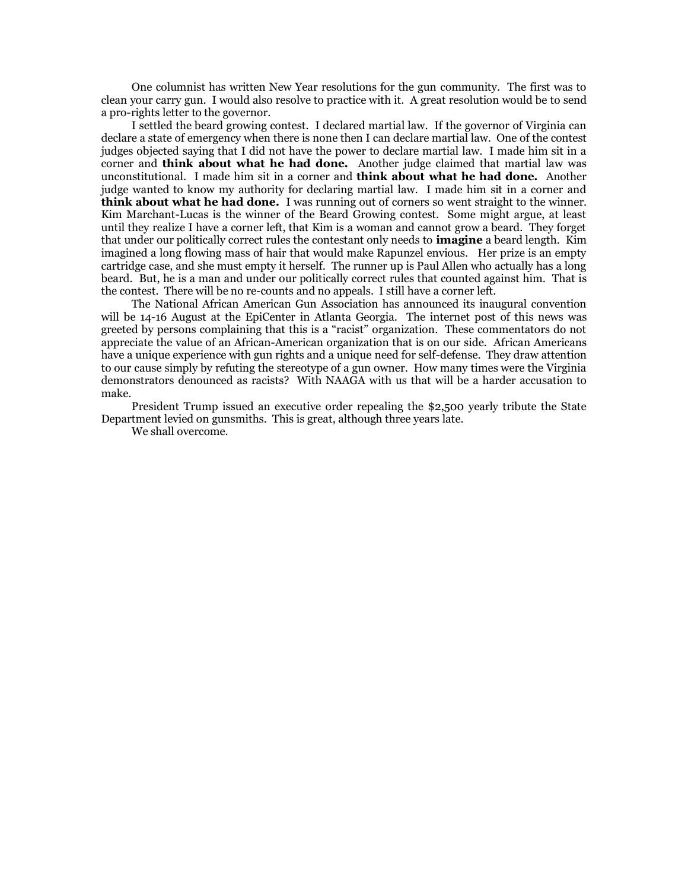One columnist has written New Year resolutions for the gun community. The first was to clean your carry gun. I would also resolve to practice with it. A great resolution would be to send a pro-rights letter to the governor.

I settled the beard growing contest. I declared martial law. If the governor of Virginia can declare a state of emergency when there is none then I can declare martial law. One of the contest judges objected saying that I did not have the power to declare martial law. I made him sit in a corner and **think about what he had done.** Another judge claimed that martial law was unconstitutional. I made him sit in a corner and **think about what he had done.** Another judge wanted to know my authority for declaring martial law. I made him sit in a corner and **think about what he had done.** I was running out of corners so went straight to the winner. Kim Marchant-Lucas is the winner of the Beard Growing contest. Some might argue, at least until they realize I have a corner left, that Kim is a woman and cannot grow a beard. They forget that under our politically correct rules the contestant only needs to **imagine** a beard length. Kim imagined a long flowing mass of hair that would make Rapunzel envious. Her prize is an empty cartridge case, and she must empty it herself. The runner up is Paul Allen who actually has a long beard. But, he is a man and under our politically correct rules that counted against him. That is the contest. There will be no re-counts and no appeals. I still have a corner left.

The National African American Gun Association has announced its inaugural convention will be 14-16 August at the EpiCenter in Atlanta Georgia. The internet post of this news was greeted by persons complaining that this is a "racist" organization. These commentators do not appreciate the value of an African-American organization that is on our side. African Americans have a unique experience with gun rights and a unique need for self-defense. They draw attention to our cause simply by refuting the stereotype of a gun owner. How many times were the Virginia demonstrators denounced as racists? With NAAGA with us that will be a harder accusation to make.

President Trump issued an executive order repealing the $2,500 yearly tribute the State Department levied on gunsmiths. This is great, although three years late.

We shall overcome.